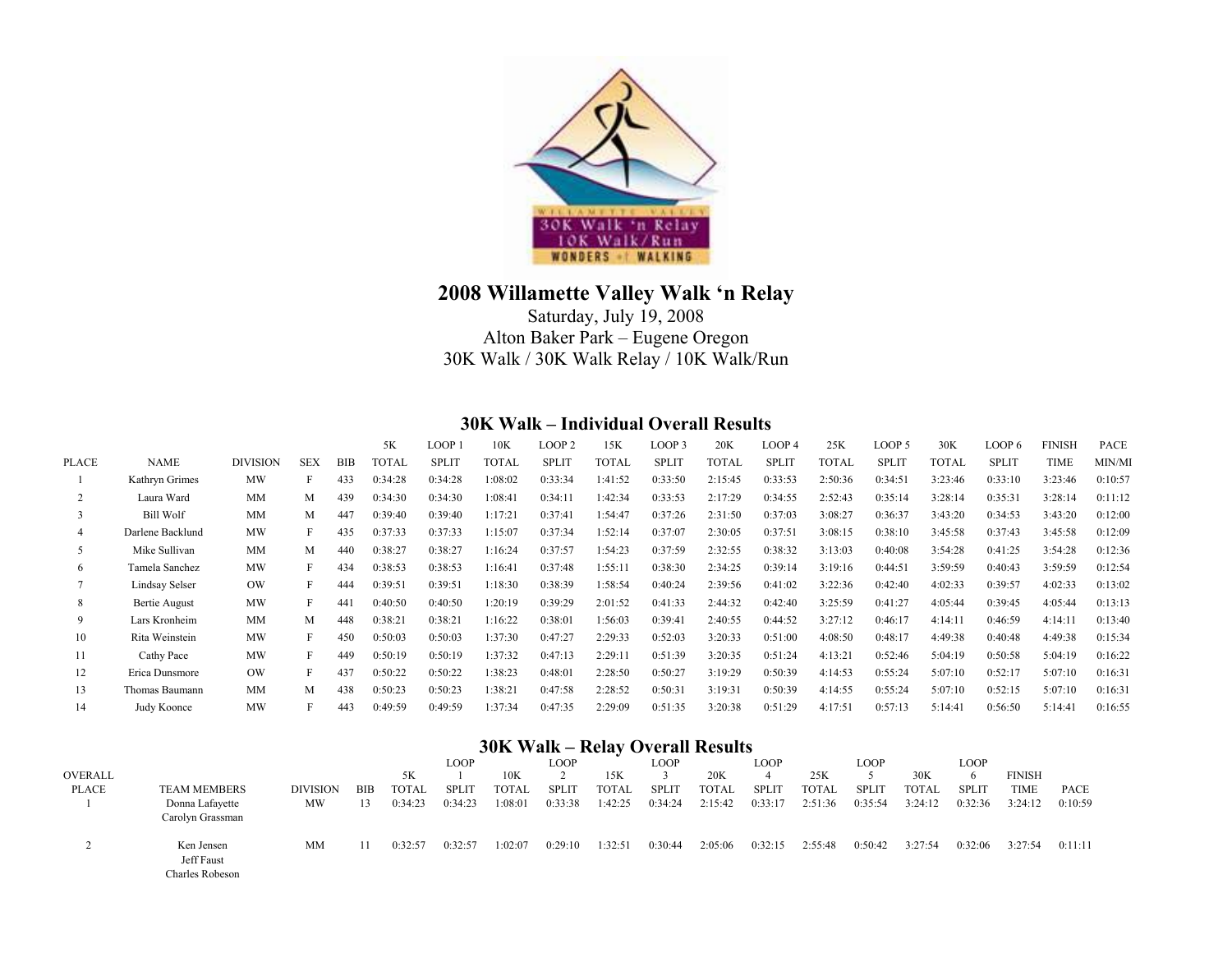# 2008 Willamette Valley Walk 'n Relay

Saturday, July 19, 2008
Alton Baker Park – Eugene Oregon
30K Walk / 30K Walk Relay / 10K Walk/Run

## 30K Walk – Individual Overall Results

| PLACE | NAME | DIVISION | SEX | BIB | 5K TOTAL | LOOP 1 SPLIT | 10K TOTAL | LOOP 2 SPLIT | 15K TOTAL | LOOP 3 SPLIT | 20K TOTAL | LOOP 4 SPLIT | 25K TOTAL | LOOP 5 SPLIT | 30K TOTAL | LOOP 6 SPLIT | FINISH TIME | PACE MIN/MI |
|---|---|---|---|---|---|---|---|---|---|---|---|---|---|---|---|---|---|---|
| 1 | Kathryn Grimes | MW | F | 433 | 0:34:28 | 0:34:28 | 1:08:02 | 0:33:34 | 1:41:52 | 0:33:50 | 2:15:45 | 0:33:53 | 2:50:36 | 0:34:51 | 3:23:46 | 0:33:10 | 3:23:46 | 0:10:57 |
| 2 | Laura Ward | MM | M | 439 | 0:34:30 | 0:34:30 | 1:08:41 | 0:34:11 | 1:42:34 | 0:33:53 | 2:17:29 | 0:34:55 | 2:52:43 | 0:35:14 | 3:28:14 | 0:35:31 | 3:28:14 | 0:11:12 |
| 3 | Bill Wolf | MM | M | 447 | 0:39:40 | 0:39:40 | 1:17:21 | 0:37:41 | 1:54:47 | 0:37:26 | 2:31:50 | 0:37:03 | 3:08:27 | 0:36:37 | 3:43:20 | 0:34:53 | 3:43:20 | 0:12:00 |
| 4 | Darlene Backlund | MW | F | 435 | 0:37:33 | 0:37:33 | 1:15:07 | 0:37:34 | 1:52:14 | 0:37:07 | 2:30:05 | 0:37:51 | 3:08:15 | 0:38:10 | 3:45:58 | 0:37:43 | 3:45:58 | 0:12:09 |
| 5 | Mike Sullivan | MM | M | 440 | 0:38:27 | 0:38:27 | 1:16:24 | 0:37:57 | 1:54:23 | 0:37:59 | 2:32:55 | 0:38:32 | 3:13:03 | 0:40:08 | 3:54:28 | 0:41:25 | 3:54:28 | 0:12:36 |
| 6 | Tamela Sanchez | MW | F | 434 | 0:38:53 | 0:38:53 | 1:16:41 | 0:37:48 | 1:55:11 | 0:38:30 | 2:34:25 | 0:39:14 | 3:19:16 | 0:44:51 | 3:59:59 | 0:40:43 | 3:59:59 | 0:12:54 |
| 7 | Lindsay Selser | OW | F | 444 | 0:39:51 | 0:39:51 | 1:18:30 | 0:38:39 | 1:58:54 | 0:40:24 | 2:39:56 | 0:41:02 | 3:22:36 | 0:42:40 | 4:02:33 | 0:39:57 | 4:02:33 | 0:13:02 |
| 8 | Bertie August | MW | F | 441 | 0:40:50 | 0:40:50 | 1:20:19 | 0:39:29 | 2:01:52 | 0:41:33 | 2:44:32 | 0:42:40 | 3:25:59 | 0:41:27 | 4:05:44 | 0:39:45 | 4:05:44 | 0:13:13 |
| 9 | Lars Kronheim | MM | M | 448 | 0:38:21 | 0:38:21 | 1:16:22 | 0:38:01 | 1:56:03 | 0:39:41 | 2:40:55 | 0:44:52 | 3:27:12 | 0:46:17 | 4:14:11 | 0:46:59 | 4:14:11 | 0:13:40 |
| 10 | Rita Weinstein | MW | F | 450 | 0:50:03 | 0:50:03 | 1:37:30 | 0:47:27 | 2:29:33 | 0:52:03 | 3:20:33 | 0:51:00 | 4:08:50 | 0:48:17 | 4:49:38 | 0:40:48 | 4:49:38 | 0:15:34 |
| 11 | Cathy Pace | MW | F | 449 | 0:50:19 | 0:50:19 | 1:37:32 | 0:47:13 | 2:29:11 | 0:51:39 | 3:20:35 | 0:51:24 | 4:13:21 | 0:52:46 | 5:04:19 | 0:50:58 | 5:04:19 | 0:16:22 |
| 12 | Erica Dunsmore | OW | F | 437 | 0:50:22 | 0:50:22 | 1:38:23 | 0:48:01 | 2:28:50 | 0:50:27 | 3:19:29 | 0:50:39 | 4:14:53 | 0:55:24 | 5:07:10 | 0:52:17 | 5:07:10 | 0:16:31 |
| 13 | Thomas Baumann | MM | M | 438 | 0:50:23 | 0:50:23 | 1:38:21 | 0:47:58 | 2:28:52 | 0:50:31 | 3:19:31 | 0:50:39 | 4:14:55 | 0:55:24 | 5:07:10 | 0:52:15 | 5:07:10 | 0:16:31 |
| 14 | Judy Koonce | MW | F | 443 | 0:49:59 | 0:49:59 | 1:37:34 | 0:47:35 | 2:29:09 | 0:51:35 | 3:20:38 | 0:51:29 | 4:17:51 | 0:57:13 | 5:14:41 | 0:56:50 | 5:14:41 | 0:16:55 |

## 30K Walk – Relay Overall Results

| OVERALL PLACE | TEAM MEMBERS | DIVISION | BIB | 5K TOTAL | LOOP 1 SPLIT | 10K TOTAL | LOOP 2 SPLIT | 15K TOTAL | LOOP 3 SPLIT | 20K TOTAL | LOOP 4 SPLIT | 25K TOTAL | LOOP 5 SPLIT | 30K TOTAL | LOOP 6 SPLIT | FINISH TIME | PACE |
|---|---|---|---|---|---|---|---|---|---|---|---|---|---|---|---|---|---|
| 1 | Donna Lafayette<br>Carolyn Grassman | MW | 13 | 0:34:23 | 0:34:23 | 1:08:01 | 0:33:38 | 1:42:25 | 0:34:24 | 2:15:42 | 0:33:17 | 2:51:36 | 0:35:54 | 3:24:12 | 0:32:36 | 3:24:12 | 0:10:59 |
| 2 | Ken Jensen<br>Jeff Faust<br>Charles Robeson | MM | 11 | 0:32:57 | 0:32:57 | 1:02:07 | 0:29:10 | 1:32:51 | 0:30:44 | 2:05:06 | 0:32:15 | 2:55:48 | 0:50:42 | 3:27:54 | 0:32:06 | 3:27:54 | 0:11:11 |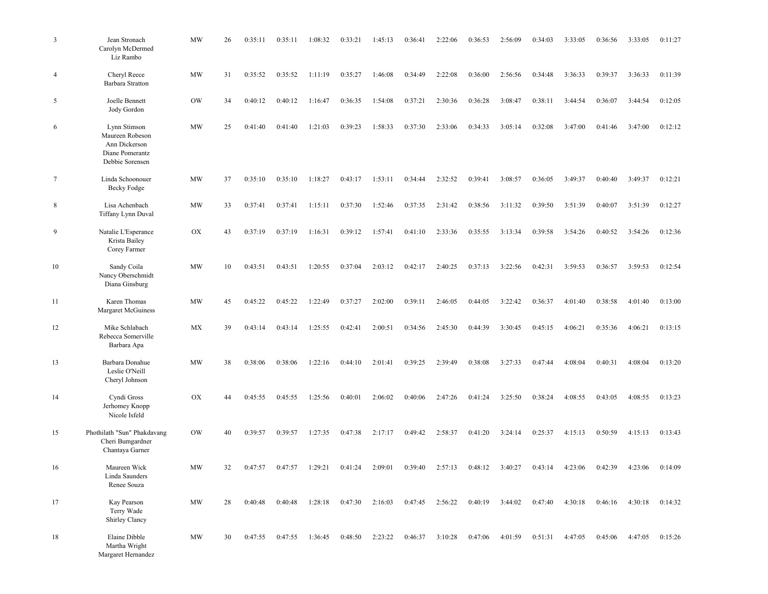| | | | | | | | | | | | | | | | | | |
|---|---|---|---|---|---|---|---|---|---|---|---|---|---|---|---|---|---|
| 3 | Jean Stronach<br>Carolyn McDermed<br>Liz Rambo | MW | 26 | 0:35:11 | 0:35:11 | 1:08:32 | 0:33:21 | 1:45:13 | 0:36:41 | 2:22:06 | 0:36:53 | 2:56:09 | 0:34:03 | 3:33:05 | 0:36:56 | 3:33:05 | 0:11:27 |
| 4 | Cheryl Reece<br>Barbara Stratton | MW | 31 | 0:35:52 | 0:35:52 | 1:11:19 | 0:35:27 | 1:46:08 | 0:34:49 | 2:22:08 | 0:36:00 | 2:56:56 | 0:34:48 | 3:36:33 | 0:39:37 | 3:36:33 | 0:11:39 |
| 5 | Joelle Bennett<br>Jody Gordon | OW | 34 | 0:40:12 | 0:40:12 | 1:16:47 | 0:36:35 | 1:54:08 | 0:37:21 | 2:30:36 | 0:36:28 | 3:08:47 | 0:38:11 | 3:44:54 | 0:36:07 | 3:44:54 | 0:12:05 |
| 6 | Lynn Stimson<br>Maureen Robeson<br>Ann Dickerson<br>Diane Pomerantz<br>Debbie Sorensen | MW | 25 | 0:41:40 | 0:41:40 | 1:21:03 | 0:39:23 | 1:58:33 | 0:37:30 | 2:33:06 | 0:34:33 | 3:05:14 | 0:32:08 | 3:47:00 | 0:41:46 | 3:47:00 | 0:12:12 |
| 7 | Linda Schoonouer<br>Becky Fodge | MW | 37 | 0:35:10 | 0:35:10 | 1:18:27 | 0:43:17 | 1:53:11 | 0:34:44 | 2:32:52 | 0:39:41 | 3:08:57 | 0:36:05 | 3:49:37 | 0:40:40 | 3:49:37 | 0:12:21 |
| 8 | Lisa Achenbach<br>Tiffany Lynn Duval | MW | 33 | 0:37:41 | 0:37:41 | 1:15:11 | 0:37:30 | 1:52:46 | 0:37:35 | 2:31:42 | 0:38:56 | 3:11:32 | 0:39:50 | 3:51:39 | 0:40:07 | 3:51:39 | 0:12:27 |
| 9 | Natalie L'Esperance<br>Krista Bailey<br>Corey Farmer | OX | 43 | 0:37:19 | 0:37:19 | 1:16:31 | 0:39:12 | 1:57:41 | 0:41:10 | 2:33:36 | 0:35:55 | 3:13:34 | 0:39:58 | 3:54:26 | 0:40:52 | 3:54:26 | 0:12:36 |
| 10 | Sandy Coila<br>Nancy Oberschmidt<br>Diana Ginsburg | MW | 10 | 0:43:51 | 0:43:51 | 1:20:55 | 0:37:04 | 2:03:12 | 0:42:17 | 2:40:25 | 0:37:13 | 3:22:56 | 0:42:31 | 3:59:53 | 0:36:57 | 3:59:53 | 0:12:54 |
| 11 | Karen Thomas<br>Margaret McGuiness | MW | 45 | 0:45:22 | 0:45:22 | 1:22:49 | 0:37:27 | 2:02:00 | 0:39:11 | 2:46:05 | 0:44:05 | 3:22:42 | 0:36:37 | 4:01:40 | 0:38:58 | 4:01:40 | 0:13:00 |
| 12 | Mike Schlabach<br>Rebecca Somerville<br>Barbara Apa | MX | 39 | 0:43:14 | 0:43:14 | 1:25:55 | 0:42:41 | 2:00:51 | 0:34:56 | 2:45:30 | 0:44:39 | 3:30:45 | 0:45:15 | 4:06:21 | 0:35:36 | 4:06:21 | 0:13:15 |
| 13 | Barbara Donahue<br>Leslie O'Neill<br>Cheryl Johnson | MW | 38 | 0:38:06 | 0:38:06 | 1:22:16 | 0:44:10 | 2:01:41 | 0:39:25 | 2:39:49 | 0:38:08 | 3:27:33 | 0:47:44 | 4:08:04 | 0:40:31 | 4:08:04 | 0:13:20 |
| 14 | Cyndi Gross<br>Jerhomey Knopp<br>Nicole Isfeld | OX | 44 | 0:45:55 | 0:45:55 | 1:25:56 | 0:40:01 | 2:06:02 | 0:40:06 | 2:47:26 | 0:41:24 | 3:25:50 | 0:38:24 | 4:08:55 | 0:43:05 | 4:08:55 | 0:13:23 |
| 15 | Phothilath "Sun" Phakdavang<br>Cheri Bumgardner<br>Chantaya Garner | OW | 40 | 0:39:57 | 0:39:57 | 1:27:35 | 0:47:38 | 2:17:17 | 0:49:42 | 2:58:37 | 0:41:20 | 3:24:14 | 0:25:37 | 4:15:13 | 0:50:59 | 4:15:13 | 0:13:43 |
| 16 | Maureen Wick<br>Linda Saunders<br>Renee Souza | MW | 32 | 0:47:57 | 0:47:57 | 1:29:21 | 0:41:24 | 2:09:01 | 0:39:40 | 2:57:13 | 0:48:12 | 3:40:27 | 0:43:14 | 4:23:06 | 0:42:39 | 4:23:06 | 0:14:09 |
| 17 | Kay Pearson<br>Terry Wade<br>Shirley Clancy | MW | 28 | 0:40:48 | 0:40:48 | 1:28:18 | 0:47:30 | 2:16:03 | 0:47:45 | 2:56:22 | 0:40:19 | 3:44:02 | 0:47:40 | 4:30:18 | 0:46:16 | 4:30:18 | 0:14:32 |
| 18 | Elaine Dibble<br>Martha Wright<br>Margaret Hernandez | MW | 30 | 0:47:55 | 0:47:55 | 1:36:45 | 0:48:50 | 2:23:22 | 0:46:37 | 3:10:28 | 0:47:06 | 4:01:59 | 0:51:31 | 4:47:05 | 0:45:06 | 4:47:05 | 0:15:26 |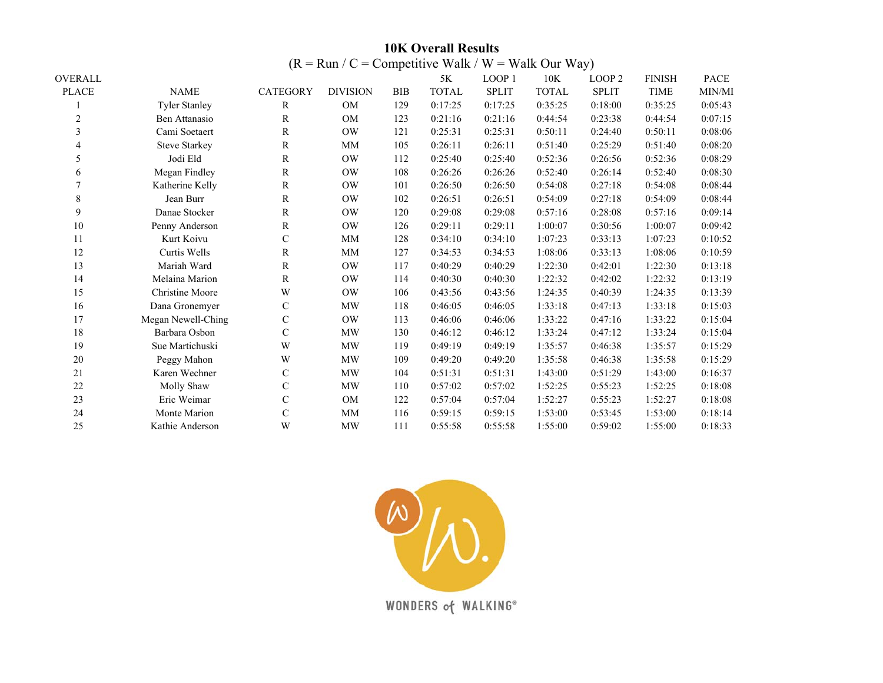# 10K Overall Results

(R = Run / C = Competitive Walk / W = Walk Our Way)

| OVERALL PLACE | NAME | CATEGORY | DIVISION | BIB | 5K TOTAL | LOOP 1 SPLIT | 10K TOTAL | LOOP 2 SPLIT | FINISH TIME | PACE MIN/MI |
|---|---|---|---|---|---|---|---|---|---|---|
| 1 | Tyler Stanley | R | OM | 129 | 0:17:25 | 0:17:25 | 0:35:25 | 0:18:00 | 0:35:25 | 0:05:43 |
| 2 | Ben Attanasio | R | OM | 123 | 0:21:16 | 0:21:16 | 0:44:54 | 0:23:38 | 0:44:54 | 0:07:15 |
| 3 | Cami Soetaert | R | OW | 121 | 0:25:31 | 0:25:31 | 0:50:11 | 0:24:40 | 0:50:11 | 0:08:06 |
| 4 | Steve Starkey | R | MM | 105 | 0:26:11 | 0:26:11 | 0:51:40 | 0:25:29 | 0:51:40 | 0:08:20 |
| 5 | Jodi Eld | R | OW | 112 | 0:25:40 | 0:25:40 | 0:52:36 | 0:26:56 | 0:52:36 | 0:08:29 |
| 6 | Megan Findley | R | OW | 108 | 0:26:26 | 0:26:26 | 0:52:40 | 0:26:14 | 0:52:40 | 0:08:30 |
| 7 | Katherine Kelly | R | OW | 101 | 0:26:50 | 0:26:50 | 0:54:08 | 0:27:18 | 0:54:08 | 0:08:44 |
| 8 | Jean Burr | R | OW | 102 | 0:26:51 | 0:26:51 | 0:54:09 | 0:27:18 | 0:54:09 | 0:08:44 |
| 9 | Danae Stocker | R | OW | 120 | 0:29:08 | 0:29:08 | 0:57:16 | 0:28:08 | 0:57:16 | 0:09:14 |
| 10 | Penny Anderson | R | OW | 126 | 0:29:11 | 0:29:11 | 1:00:07 | 0:30:56 | 1:00:07 | 0:09:42 |
| 11 | Kurt Koivu | C | MM | 128 | 0:34:10 | 0:34:10 | 1:07:23 | 0:33:13 | 1:07:23 | 0:10:52 |
| 12 | Curtis Wells | R | MM | 127 | 0:34:53 | 0:34:53 | 1:08:06 | 0:33:13 | 1:08:06 | 0:10:59 |
| 13 | Mariah Ward | R | OW | 117 | 0:40:29 | 0:40:29 | 1:22:30 | 0:42:01 | 1:22:30 | 0:13:18 |
| 14 | Melaina Marion | R | OW | 114 | 0:40:30 | 0:40:30 | 1:22:32 | 0:42:02 | 1:22:32 | 0:13:19 |
| 15 | Christine Moore | W | OW | 106 | 0:43:56 | 0:43:56 | 1:24:35 | 0:40:39 | 1:24:35 | 0:13:39 |
| 16 | Dana Gronemyer | C | MW | 118 | 0:46:05 | 0:46:05 | 1:33:18 | 0:47:13 | 1:33:18 | 0:15:03 |
| 17 | Megan Newell-Ching | C | OW | 113 | 0:46:06 | 0:46:06 | 1:33:22 | 0:47:16 | 1:33:22 | 0:15:04 |
| 18 | Barbara Osbon | C | MW | 130 | 0:46:12 | 0:46:12 | 1:33:24 | 0:47:12 | 1:33:24 | 0:15:04 |
| 19 | Sue Martichuski | W | MW | 119 | 0:49:19 | 0:49:19 | 1:35:57 | 0:46:38 | 1:35:57 | 0:15:29 |
| 20 | Peggy Mahon | W | MW | 109 | 0:49:20 | 0:49:20 | 1:35:58 | 0:46:38 | 1:35:58 | 0:15:29 |
| 21 | Karen Wechner | C | MW | 104 | 0:51:31 | 0:51:31 | 1:43:00 | 0:51:29 | 1:43:00 | 0:16:37 |
| 22 | Molly Shaw | C | MW | 110 | 0:57:02 | 0:57:02 | 1:52:25 | 0:55:23 | 1:52:25 | 0:18:08 |
| 23 | Eric Weimar | C | OM | 122 | 0:57:04 | 0:57:04 | 1:52:27 | 0:55:23 | 1:52:27 | 0:18:08 |
| 24 | Monte Marion | C | MM | 116 | 0:59:15 | 0:59:15 | 1:53:00 | 0:53:45 | 1:53:00 | 0:18:14 |
| 25 | Kathie Anderson | W | MW | 111 | 0:55:58 | 0:55:58 | 1:55:00 | 0:59:02 | 1:55:00 | 0:18:33 |

WONDERS of WALKING®